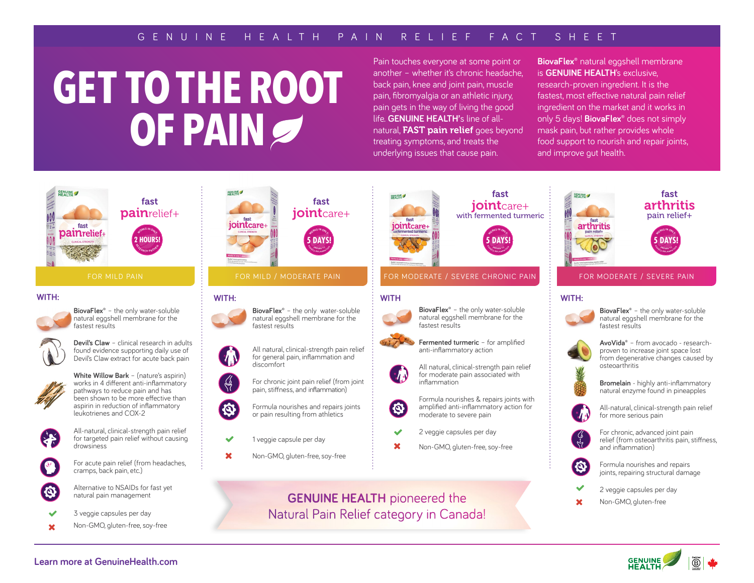GENUINE HEALTH PAIN RELIEF FACT SHEET

# GET TO THE ROOT OF PAIN

Pain touches everyone at some point or another – whether it's chronic headache, back pain, knee and joint pain, muscle pain, fibromyalgia or an athletic injury, pain gets in the way of living the good life. **GENUINE HEALTH**'s line of all-natural, **FAST pain relief** goes beyond treating symptoms, and treats the underlying issues that cause pain.

**BiovaFlex**® natural eggshell membrane is **GENUINE HEALTH**'s exclusive, research-proven ingredient. It is the fastest, most effective natural pain relief ingredient on the market and it works in only 5 days! **BiovaFlex**® does not simply mask pain, but rather provides whole food support to nourish and repair joints, and improve gut health.

## fast painrelief+

Works in only 2 HOURS! Research proven

FOR MILD PAIN

**WITH:**

- **BiovaFlex**® – the only water-soluble natural eggshell membrane for the fastest results
- **Devil's Claw** – clinical research in adults found evidence supporting daily use of Devil's Claw extract for acute back pain
- **White Willow Bark** – (nature's aspirin) works in 4 different anti-inflammatory pathways to reduce pain and has been shown to be more effective than aspirin in reduction of inflammatory leukotrienes and COX-2
- All-natural, clinical-strength pain relief for targeted pain relief without causing drowsiness
- For acute pain relief (from headaches, cramps, back pain, etc.)
- Alternative to NSAIDs for fast yet natural pain management
- ✔ 3 veggie capsules per day
- ✘ Non-GMO, gluten-free, soy-free

## fast jointcare+

Works in only 5 DAYS! Proven to reduce inflammation

FOR MILD / MODERATE PAIN

**WITH:**

- **BiovaFlex**® – the only water-soluble natural eggshell membrane for the fastest results
- All natural, clinical-strength pain relief for general pain, inflammation and discomfort
- For chronic joint pain relief (from joint pain, stiffness, and inflammation)
- Formula nourishes and repairs joints or pain resulting from athletics
- ✔ 1 veggie capsule per day
- ✘ Non-GMO, gluten-free, soy-free

## fast jointcare+ with fermented turmeric

Works in only 5 DAYS! Proven to reduce inflammation

FOR MODERATE / SEVERE CHRONIC PAIN

**WITH**

- **BiovaFlex**® – the only water-soluble natural eggshell membrane for the fastest results
- **Fermented turmeric** – for amplified anti-inflammatory action
- All natural, clinical-strength pain relief for moderate pain associated with inflammation
- Formula nourishes & repairs joints with amplified anti-inflammatory action for moderate to severe pain
- ✔ 2 veggie capsules per day
- ✘ Non-GMO, gluten-free, soy-free

## fast arthritis pain relief+

Works in only 5 DAYS! Proven to reduce inflammation

FOR MODERATE / SEVERE PAIN

**WITH:**

- **BiovaFlex**® – the only water-soluble natural eggshell membrane for the fastest results
- **AvoVida**® – from avocado - research-proven to increase joint space lost from degenerative changes caused by osteoarthritis
- **Bromelain** - highly anti-inflammatory natural enzyme found in pineapples
- All-natural, clinical-strength pain relief for more serious pain
- For chronic, advanced joint pain relief (from osteoarthritis pain, stiffness, and inflammation)
- Formula nourishes and repairs joints, repairing structural damage
- ✔ 2 veggie capsules per day
- ✘ Non-GMO, gluten-free

**GENUINE HEALTH** pioneered the Natural Pain Relief category in Canada!

Learn more at GenuineHealth.com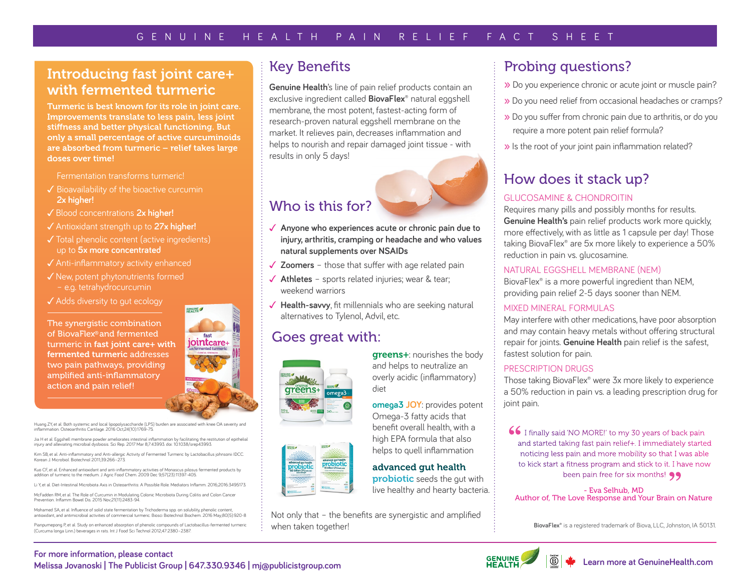# GENUINE HEALTH PAIN RELIEF FACT SHEET

## Introducing fast joint care+ with fermented turmeric

**Turmeric is best known for its role in joint care. Improvements translate to less pain, less joint stiffness and better physical functioning. But only a small percentage of active curcuminoids are absorbed from turmeric – relief takes large doses over time!**

Fermentation transforms turmeric!

- ✓ Bioavailability of the bioactive curcumin **2x higher!**
- ✓ Blood concentrations **2x higher!**
- ✓ Antioxidant strength up to **27x higher!**
- ✓ Total phenolic content (active ingredients) up to **5x more concentrated**
- ✓ Anti-inflammatory activity enhanced
- ✓ New, potent phytonutrients formed – e.g. tetrahydrocurcumin
- ✓ Adds diversity to gut ecology

The synergistic combination of BiovaFlex® and fermented turmeric in **fast joint care+ with fermented turmeric** addresses two pain pathways, providing amplified anti-inflammatory action and pain relief!

Huang ZY, et al. Both systemic and local lipopolysaccharide (LPS) burden are associated with knee OA severity and inflammation. Osteoarthritis Cartilage. 2016 Oct;24(10):1769-75.

Jia H et al. Eggshell membrane powder ameliorates intestinal inflammation by facilitating the restitution of epithelial injury and alleviating microbial dysbiosis. Sci Rep. 2017 Mar 8;7:43993. doi: 10.1038/srep43993.

Kim SB, et al. Anti-inflammatory and Anti-allergic Activity of Fermented Turmeric by Lactobacillus johnsonii IDCC. Korean J Microbiol. Biotechnol 2011;39:266–273.

Kuo CF, et al. Enhanced antioxidant and anti-inflammatory activities of Monascus pilosus fermented products by addition of turmeric to the medium. J Agric Food Chem. 2009 Dec 9;57(23):11397-405.

Li Y, et al. Diet-Intestinal Microbiota Axis in Osteoarthritis: A Possible Role. Mediators Inflamm. 2016;2016:3495173.

McFadden RM, et al. The Role of Curcumin in Modulating Colonic Microbiota During Colitis and Colon Cancer Prevention. Inflamm Bowel Dis. 2015 Nov;21(11):2483-94.

Mohamed SA, et al. Influence of solid state fermentation by Trichoderma spp. on solubility, phenolic content, antioxidant, and antimicrobial activities of commercial turmeric. Biosci Biotechnol Biochem. 2016 May;80(5):920-8

Pianpumepong P, et al. Study on enhanced absorption of phenolic compounds of Lactobacillus-fermented turmeric (Curcuma longa Linn.) beverages in rats. Int J Food Sci Technol 2012;47:2380–2387.

## Key Benefits

**Genuine Health**'s line of pain relief products contain an exclusive ingredient called **BiovaFlex**® natural eggshell membrane, the most potent, fastest-acting form of research-proven natural eggshell membrane on the market. It relieves pain, decreases inflammation and helps to nourish and repair damaged joint tissue - with results in only 5 days!

## Who is this for?

- ✓ **Anyone who experiences acute or chronic pain due to injury, arthritis, cramping or headache and who values natural supplements over NSAIDs**
- ✓ **Zoomers** – those that suffer with age related pain
- ✓ **Athletes** – sports related injuries; wear & tear; weekend warriors
- ✓ **Health-savvy**, fit millennials who are seeking natural alternatives to Tylenol, Advil, etc.

## Goes great with:

**greens+**: nourishes the body and helps to neutralize an overly acidic (inflammatory) diet

**omega3 JOY**: provides potent Omega-3 fatty acids that benefit overall health, with a high EPA formula that also helps to quell inflammation

**advanced gut health probiotic** seeds the gut with live healthy and hearty bacteria.

Not only that – the benefits are synergistic and amplified when taken together!

## Probing questions?

- » Do you experience chronic or acute joint or muscle pain?
- » Do you need relief from occasional headaches or cramps?
- » Do you suffer from chronic pain due to arthritis, or do you require a more potent pain relief formula?
- » Is the root of your joint pain inflammation related?

## How does it stack up?

### GLUCOSAMINE & CHONDROITIN

Requires many pills and possibly months for results. **Genuine Health's** pain relief products work more quickly, more effectively, with as little as 1 capsule per day! Those taking BiovaFlex® are 5x more likely to experience a 50% reduction in pain vs. glucosamine.

### NATURAL EGGSHELL MEMBRANE (NEM)

BiovaFlex® is a more powerful ingredient than NEM, providing pain relief 2-5 days sooner than NEM.

### MIXED MINERAL FORMULAS

May interfere with other medications, have poor absorption and may contain heavy metals without offering structural repair for joints. **Genuine Health** pain relief is the safest, fastest solution for pain.

### PRESCRIPTION DRUGS

Those taking BiovaFlex® were 3x more likely to experience a 50% reduction in pain vs. a leading prescription drug for joint pain.

> “I finally said 'NO MORE!' to my 30 years of back pain and started taking fast pain relief+. I immediately started noticing less pain and more mobility so that I was able to kick start a fitness program and stick to it. I have now been pain free for six months!”
>
> - Eva Selhub, MD
> Author of, The Love Response and Your Brain on Nature

**BiovaFlex**® is a registered trademark of Biova, LLC, Johnston, IA 50131.

**For more information, please contact**
**Melissa Jovanoski | The Publicist Group | 647.330.9346 | mj@publicistgroup.com**

**Learn more at GenuineHealth.com**